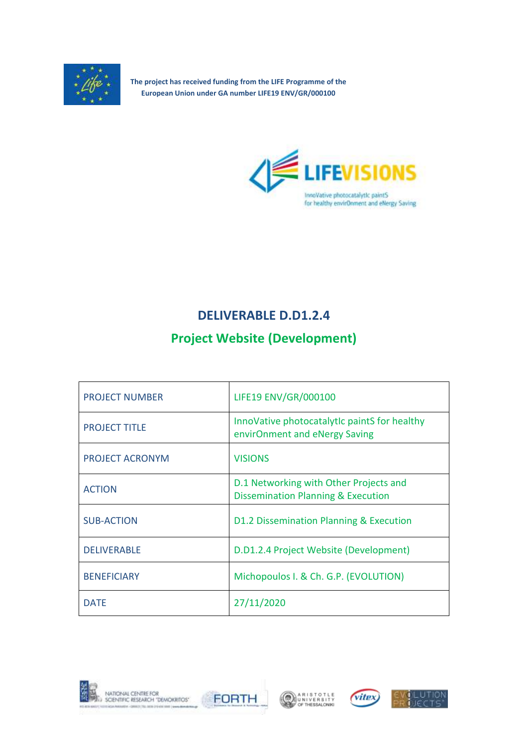The project has received funding from the LIFE Programme of the European Union under GA number LIFE19 ENV/GR/000100

LIFEVISIONS

InnoVative photocatalytIc paintS for healthy envirOnment and eNergy Saving

# DELIVERABLE D.D1.2.4

## Project Website (Development)

| | |
|---|---|
| PROJECT NUMBER | LIFE19 ENV/GR/000100 |
| PROJECT TITLE | InnoVative photocatalytIc paintS for healthy envirOnment and eNergy Saving |
| PROJECT ACRONYM | VISIONS |
| ACTION | D.1 Networking with Other Projects and Dissemination Planning & Execution |
| SUB-ACTION | D1.2 Dissemination Planning & Execution |
| DELIVERABLE | D.D1.2.4 Project Website (Development) |
| BENEFICIARY | Michopoulos I. & Ch. G.P. (EVOLUTION) |
| DATE | 27/11/2020 |

NATIONAL CENTRE FOR SCIENTIFIC RESEARCH "DEMOKRITOS" — FORTH — ARISTOTLE UNIVERSITY OF THESSALONIKI — vitex — EVOLUTION PROJECTS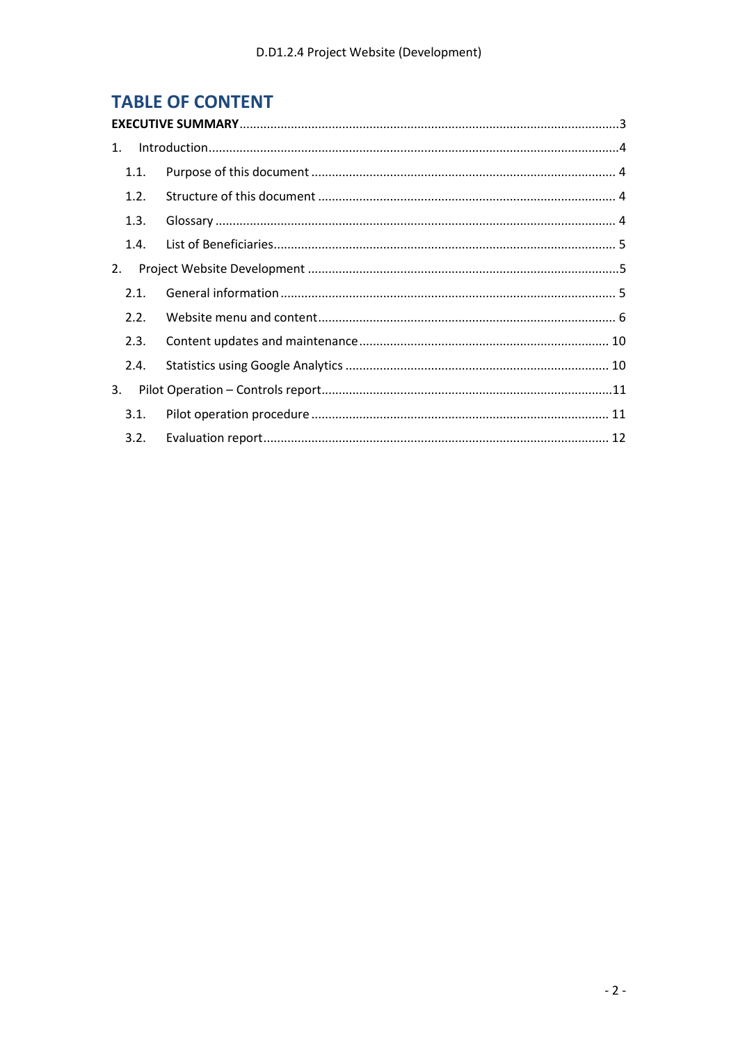# TABLE OF CONTENT

**EXECUTIVE SUMMARY** ............................................................................................................. 3

1. Introduction ....................................................................................................................... 4
   - 1.1. Purpose of this document ........................................................................................ 4
   - 1.2. Structure of this document ...................................................................................... 4
   - 1.3. Glossary .................................................................................................................... 4
   - 1.4. List of Beneficiaries ................................................................................................... 5
2. Project Website Development ........................................................................................... 5
   - 2.1. General information ................................................................................................. 5
   - 2.2. Website menu and content ...................................................................................... 6
   - 2.3. Content updates and maintenance ........................................................................ 10
   - 2.4. Statistics using Google Analytics ............................................................................ 10
3. Pilot Operation – Controls report ..................................................................................... 11
   - 3.1. Pilot operation procedure ...................................................................................... 11
   - 3.2. Evaluation report .................................................................................................... 12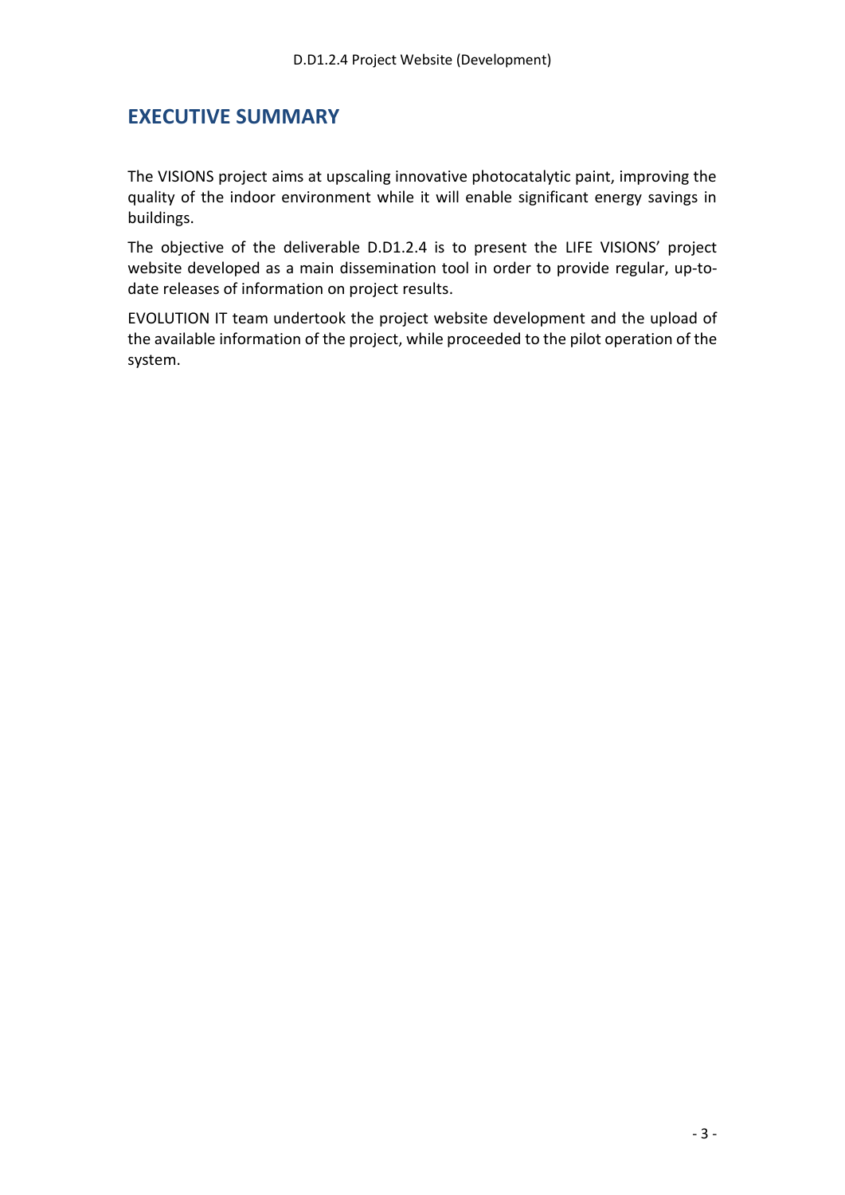# EXECUTIVE SUMMARY

The VISIONS project aims at upscaling innovative photocatalytic paint, improving the quality of the indoor environment while it will enable significant energy savings in buildings.

The objective of the deliverable D.D1.2.4 is to present the LIFE VISIONS' project website developed as a main dissemination tool in order to provide regular, up-to-date releases of information on project results.

EVOLUTION IT team undertook the project website development and the upload of the available information of the project, while proceeded to the pilot operation of the system.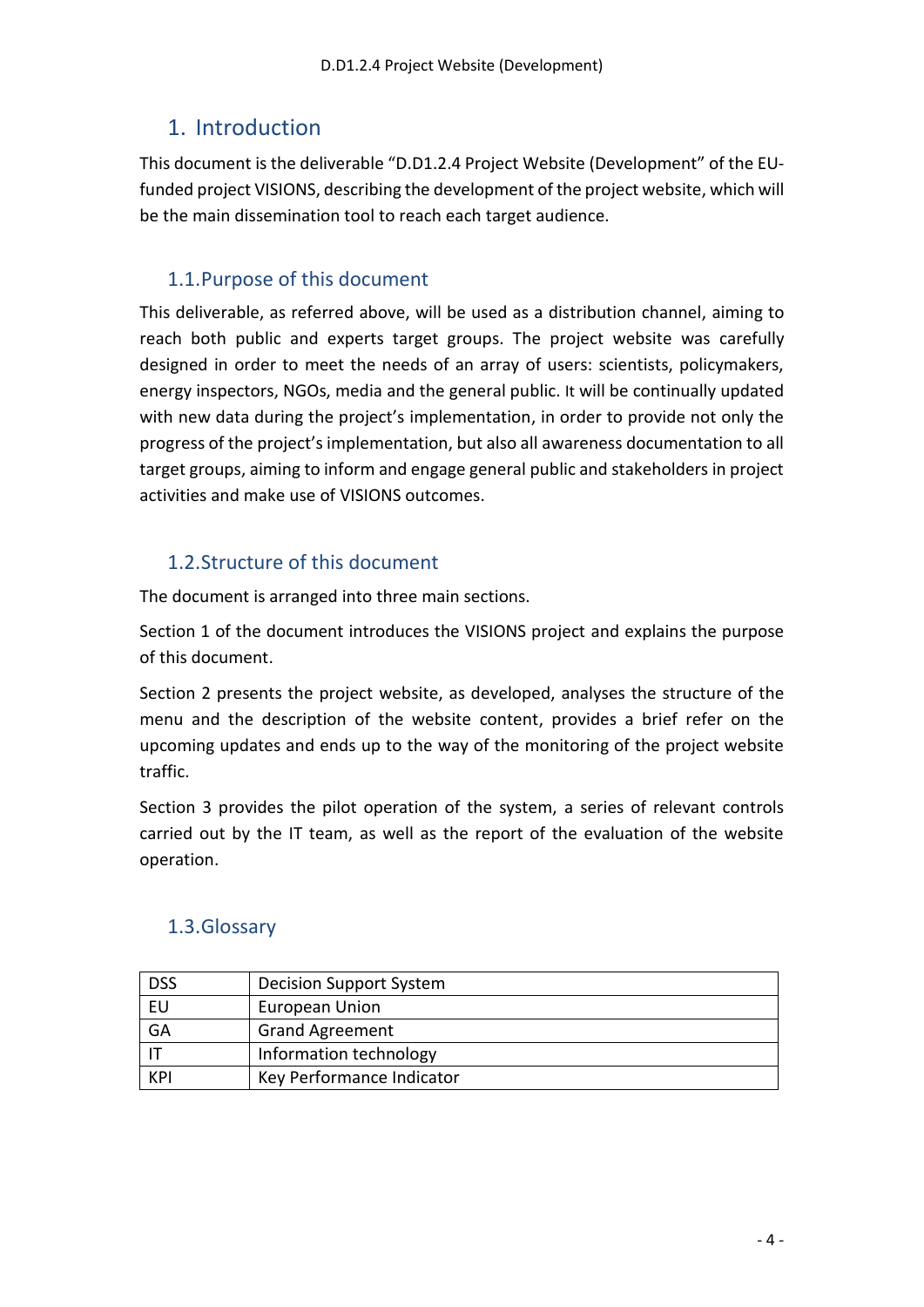# 1. Introduction

This document is the deliverable "D.D1.2.4 Project Website (Development" of the EU-funded project VISIONS, describing the development of the project website, which will be the main dissemination tool to reach each target audience.

## 1.1. Purpose of this document

This deliverable, as referred above, will be used as a distribution channel, aiming to reach both public and experts target groups. The project website was carefully designed in order to meet the needs of an array of users: scientists, policymakers, energy inspectors, NGOs, media and the general public. It will be continually updated with new data during the project's implementation, in order to provide not only the progress of the project's implementation, but also all awareness documentation to all target groups, aiming to inform and engage general public and stakeholders in project activities and make use of VISIONS outcomes.

## 1.2. Structure of this document

The document is arranged into three main sections.

Section 1 of the document introduces the VISIONS project and explains the purpose of this document.

Section 2 presents the project website, as developed, analyses the structure of the menu and the description of the website content, provides a brief refer on the upcoming updates and ends up to the way of the monitoring of the project website traffic.

Section 3 provides the pilot operation of the system, a series of relevant controls carried out by the IT team, as well as the report of the evaluation of the website operation.

## 1.3. Glossary

| | |
|---|---|
| DSS | Decision Support System |
| EU | European Union |
| GA | Grand Agreement |
| IT | Information technology |
| KPI | Key Performance Indicator |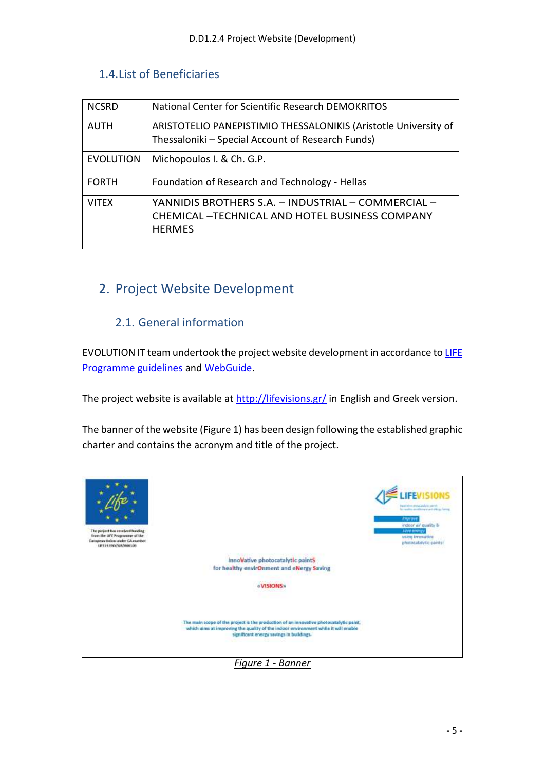## 1.4. List of Beneficiaries

| NCSRD | National Center for Scientific Research DEMOKRITOS |
|---|---|
| AUTH | ARISTOTELIO PANEPISTIMIO THESSALONIKIS (Aristotle University of Thessaloniki – Special Account of Research Funds) |
| EVOLUTION | Michopoulos I. & Ch. G.P. |
| FORTH | Foundation of Research and Technology - Hellas |
| VITEX | YANNIDIS BROTHERS S.A. – INDUSTRIAL – COMMERCIAL – CHEMICAL –TECHNICAL AND HOTEL BUSINESS COMPANY HERMES |

# 2. Project Website Development

## 2.1. General information

EVOLUTION IT team undertook the project website development in accordance to LIFE Programme guidelines and WebGuide.

The project website is available at http://lifevisions.gr/ in English and Greek version.

The banner of the website (Figure 1) has been design following the established graphic charter and contains the acronym and title of the project.

*Figure 1 - Banner*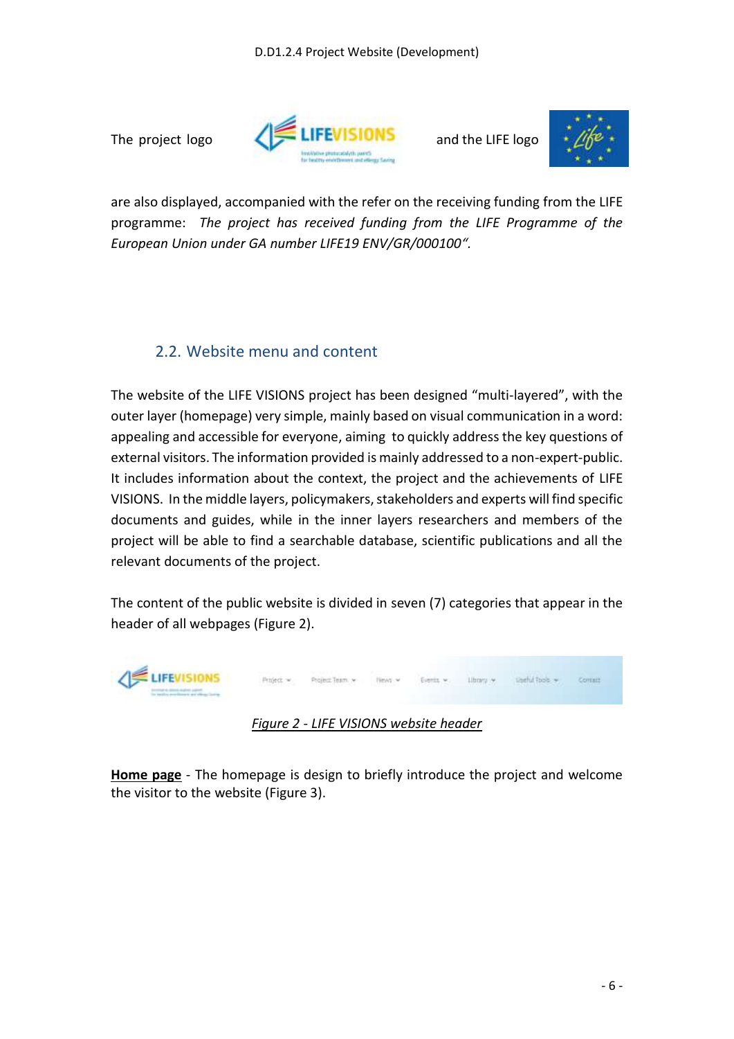The project logo and the LIFE logo are also displayed, accompanied with the refer on the receiving funding from the LIFE programme: *The project has received funding from the LIFE Programme of the European Union under GA number LIFE19 ENV/GR/000100".*

## 2.2. Website menu and content

The website of the LIFE VISIONS project has been designed "multi-layered", with the outer layer (homepage) very simple, mainly based on visual communication in a word: appealing and accessible for everyone, aiming to quickly address the key questions of external visitors. The information provided is mainly addressed to a non-expert-public. It includes information about the context, the project and the achievements of LIFE VISIONS. In the middle layers, policymakers, stakeholders and experts will find specific documents and guides, while in the inner layers researchers and members of the project will be able to find a searchable database, scientific publications and all the relevant documents of the project.

The content of the public website is divided in seven (7) categories that appear in the header of all webpages (Figure 2).

*Figure 2 - LIFE VISIONS website header*

**Home page** - The homepage is design to briefly introduce the project and welcome the visitor to the website (Figure 3).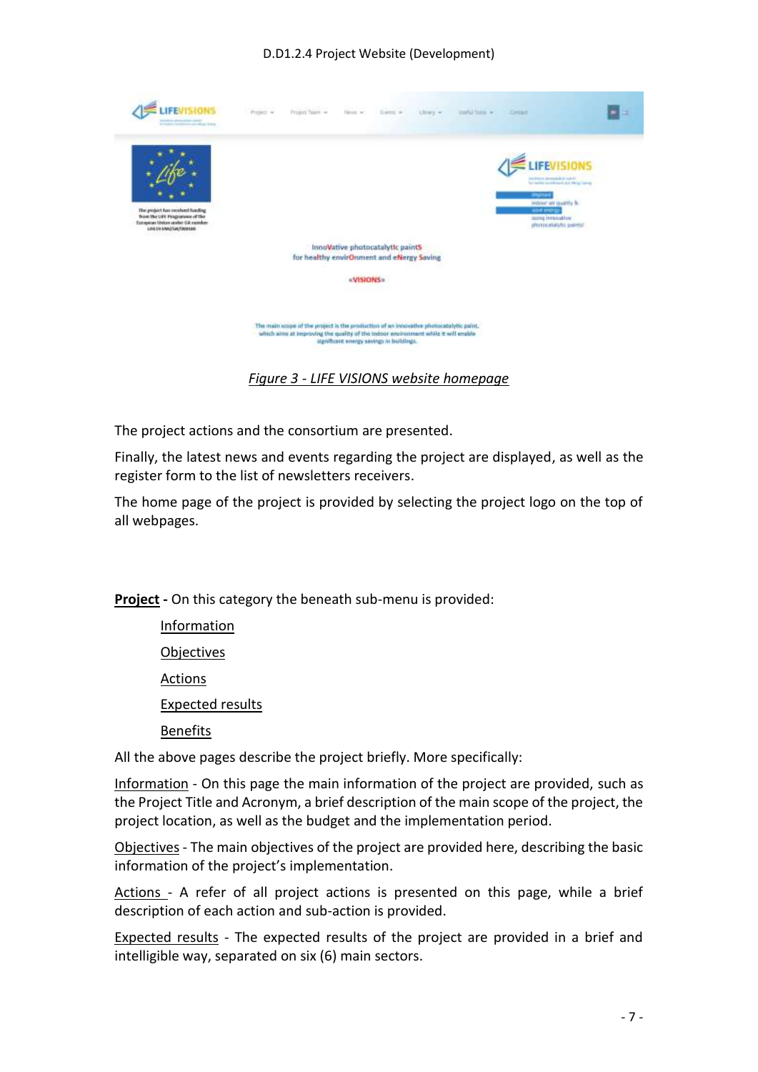*Figure 3 - LIFE VISIONS website homepage*

The project actions and the consortium are presented.

Finally, the latest news and events regarding the project are displayed, as well as the register form to the list of newsletters receivers.

The home page of the project is provided by selecting the project logo on the top of all webpages.

**Project -** On this category the beneath sub-menu is provided:

- Information
- Objectives
- Actions
- Expected results
- Benefits

All the above pages describe the project briefly. More specifically:

Information - On this page the main information of the project are provided, such as the Project Title and Acronym, a brief description of the main scope of the project, the project location, as well as the budget and the implementation period.

Objectives - The main objectives of the project are provided here, describing the basic information of the project's implementation.

Actions - A refer of all project actions is presented on this page, while a brief description of each action and sub-action is provided.

Expected results - The expected results of the project are provided in a brief and intelligible way, separated on six (6) main sectors.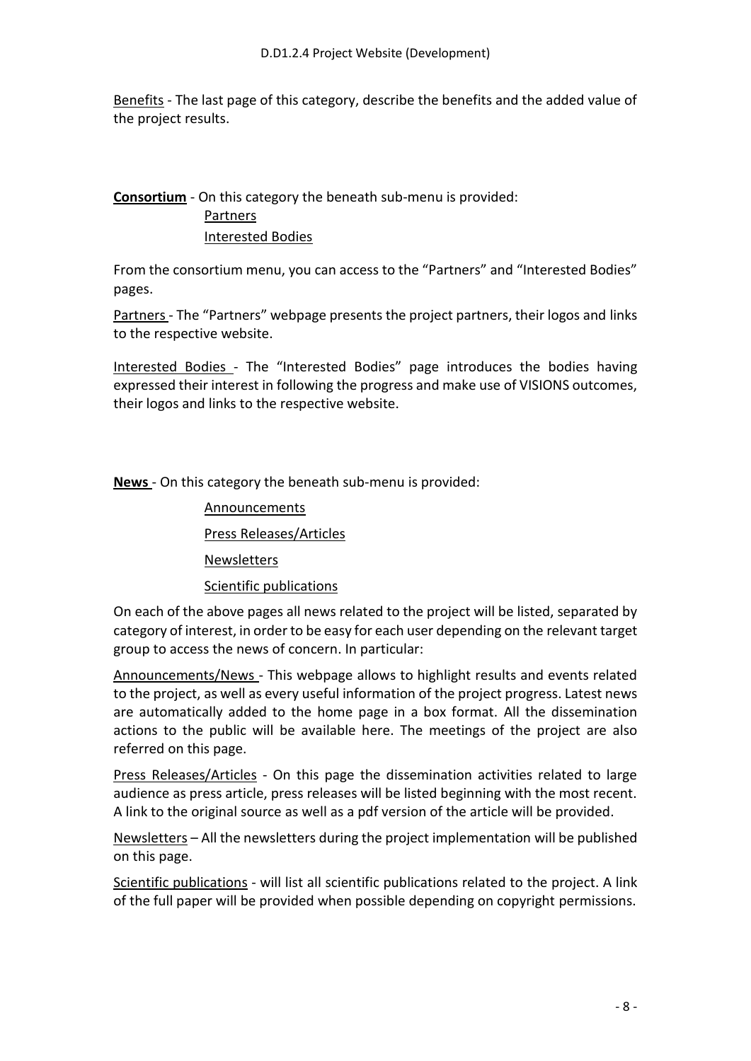Benefits - The last page of this category, describe the benefits and the added value of the project results.

**Consortium** - On this category the beneath sub-menu is provided:

- Partners
- Interested Bodies

From the consortium menu, you can access to the "Partners" and "Interested Bodies" pages.

Partners - The "Partners" webpage presents the project partners, their logos and links to the respective website.

Interested Bodies - The "Interested Bodies" page introduces the bodies having expressed their interest in following the progress and make use of VISIONS outcomes, their logos and links to the respective website.

**News** - On this category the beneath sub-menu is provided:

- Announcements
- Press Releases/Articles
- Newsletters
- Scientific publications

On each of the above pages all news related to the project will be listed, separated by category of interest, in order to be easy for each user depending on the relevant target group to access the news of concern. In particular:

Announcements/News - This webpage allows to highlight results and events related to the project, as well as every useful information of the project progress. Latest news are automatically added to the home page in a box format. All the dissemination actions to the public will be available here. The meetings of the project are also referred on this page.

Press Releases/Articles - On this page the dissemination activities related to large audience as press article, press releases will be listed beginning with the most recent. A link to the original source as well as a pdf version of the article will be provided.

Newsletters – All the newsletters during the project implementation will be published on this page.

Scientific publications - will list all scientific publications related to the project. A link of the full paper will be provided when possible depending on copyright permissions.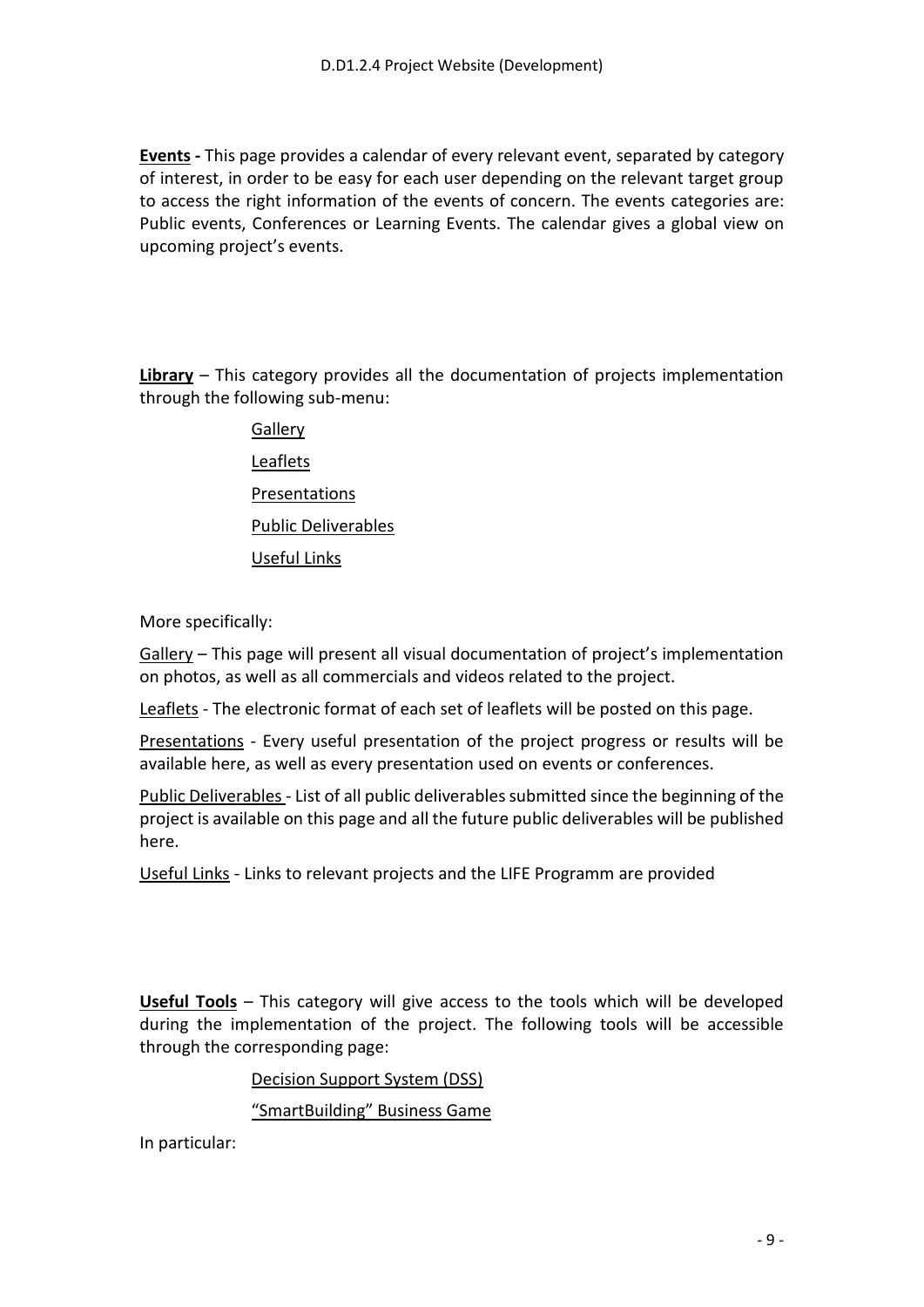**Events -** This page provides a calendar of every relevant event, separated by category of interest, in order to be easy for each user depending on the relevant target group to access the right information of the events of concern. The events categories are: Public events, Conferences or Learning Events. The calendar gives a global view on upcoming project's events.

**Library** – This category provides all the documentation of projects implementation through the following sub-menu:

- Gallery
- Leaflets
- Presentations
- Public Deliverables
- Useful Links

More specifically:

Gallery – This page will present all visual documentation of project's implementation on photos, as well as all commercials and videos related to the project.

Leaflets - The electronic format of each set of leaflets will be posted on this page.

Presentations - Every useful presentation of the project progress or results will be available here, as well as every presentation used on events or conferences.

Public Deliverables - List of all public deliverables submitted since the beginning of the project is available on this page and all the future public deliverables will be published here.

Useful Links - Links to relevant projects and the LIFE Programm are provided

**Useful Tools** – This category will give access to the tools which will be developed during the implementation of the project. The following tools will be accessible through the corresponding page:

- Decision Support System (DSS)
- "SmartBuilding" Business Game

In particular: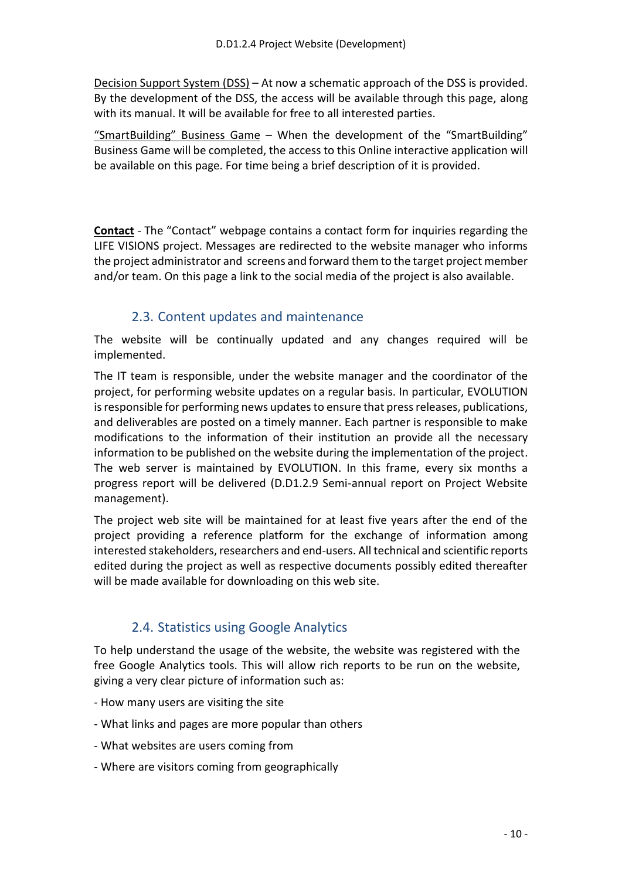Decision Support System (DSS) – At now a schematic approach of the DSS is provided. By the development of the DSS, the access will be available through this page, along with its manual. It will be available for free to all interested parties.

"SmartBuilding" Business Game – When the development of the "SmartBuilding" Business Game will be completed, the access to this Online interactive application will be available on this page. For time being a brief description of it is provided.

**Contact** - The "Contact" webpage contains a contact form for inquiries regarding the LIFE VISIONS project. Messages are redirected to the website manager who informs the project administrator and screens and forward them to the target project member and/or team. On this page a link to the social media of the project is also available.

## 2.3. Content updates and maintenance

The website will be continually updated and any changes required will be implemented.

The IT team is responsible, under the website manager and the coordinator of the project, for performing website updates on a regular basis. In particular, EVOLUTION is responsible for performing news updates to ensure that press releases, publications, and deliverables are posted on a timely manner. Each partner is responsible to make modifications to the information of their institution an provide all the necessary information to be published on the website during the implementation of the project. The web server is maintained by EVOLUTION. In this frame, every six months a progress report will be delivered (D.D1.2.9 Semi-annual report on Project Website management).

The project web site will be maintained for at least five years after the end of the project providing a reference platform for the exchange of information among interested stakeholders, researchers and end-users. All technical and scientific reports edited during the project as well as respective documents possibly edited thereafter will be made available for downloading on this web site.

## 2.4. Statistics using Google Analytics

To help understand the usage of the website, the website was registered with the free Google Analytics tools. This will allow rich reports to be run on the website, giving a very clear picture of information such as:

- How many users are visiting the site
- What links and pages are more popular than others
- What websites are users coming from
- Where are visitors coming from geographically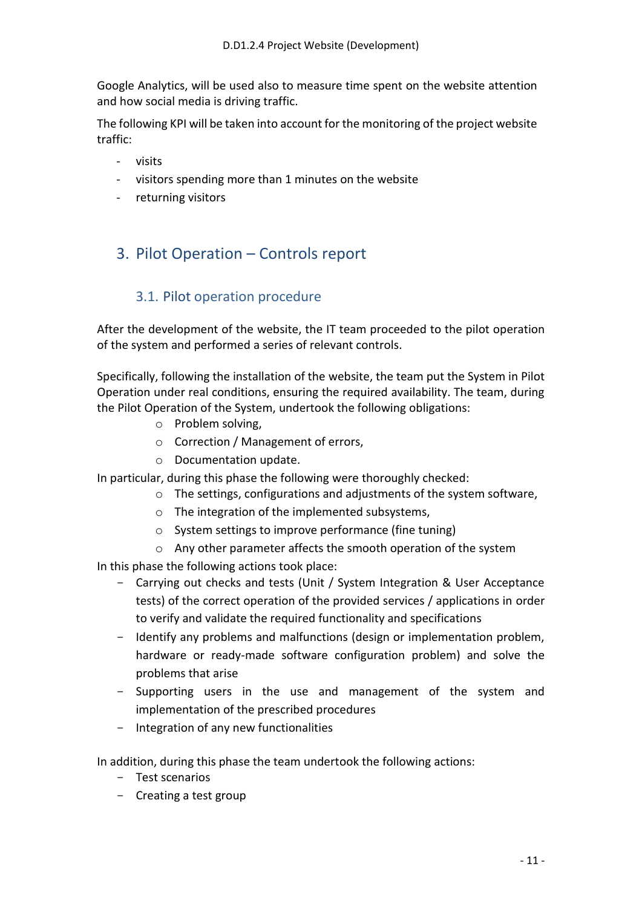Google Analytics, will be used also to measure time spent on the website attention and how social media is driving traffic.

The following KPI will be taken into account for the monitoring of the project website traffic:

- visits
- visitors spending more than 1 minutes on the website
- returning visitors

# 3. Pilot Operation – Controls report

## 3.1. Pilot operation procedure

After the development of the website, the IT team proceeded to the pilot operation of the system and performed a series of relevant controls.

Specifically, following the installation of the website, the team put the System in Pilot Operation under real conditions, ensuring the required availability. The team, during the Pilot Operation of the System, undertook the following obligations:

- Problem solving,
- Correction / Management of errors,
- Documentation update.

In particular, during this phase the following were thoroughly checked:

- The settings, configurations and adjustments of the system software,
- The integration of the implemented subsystems,
- System settings to improve performance (fine tuning)
- Any other parameter affects the smooth operation of the system

In this phase the following actions took place:

- Carrying out checks and tests (Unit / System Integration & User Acceptance tests) of the correct operation of the provided services / applications in order to verify and validate the required functionality and specifications
- Identify any problems and malfunctions (design or implementation problem, hardware or ready-made software configuration problem) and solve the problems that arise
- Supporting users in the use and management of the system and implementation of the prescribed procedures
- Integration of any new functionalities

In addition, during this phase the team undertook the following actions:

- Test scenarios
- Creating a test group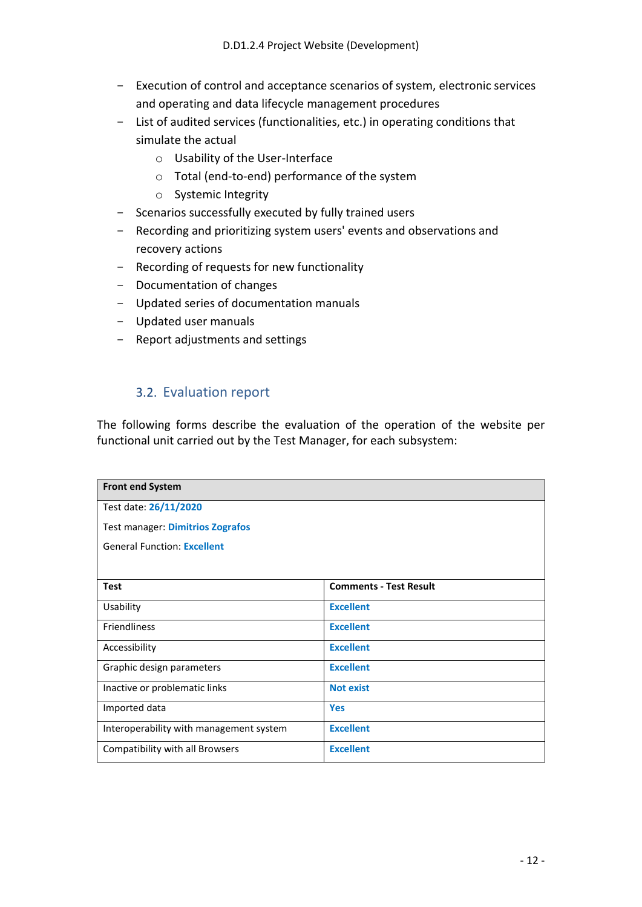- Execution of control and acceptance scenarios of system, electronic services and operating and data lifecycle management procedures
- List of audited services (functionalities, etc.) in operating conditions that simulate the actual
  - Usability of the User-Interface
  - Total (end-to-end) performance of the system
  - Systemic Integrity
- Scenarios successfully executed by fully trained users
- Recording and prioritizing system users' events and observations and recovery actions
- Recording of requests for new functionality
- Documentation of changes
- Updated series of documentation manuals
- Updated user manuals
- Report adjustments and settings

## 3.2. Evaluation report

The following forms describe the evaluation of the operation of the website per functional unit carried out by the Test Manager, for each subsystem:

| **Front end System** | |
|---|---|
| Test date: **26/11/2020**<br>Test manager: **Dimitrios Zografos**<br>General Function: **Excellent** | |
| **Test** | **Comments - Test Result** |
| Usability | **Excellent** |
| Friendliness | **Excellent** |
| Accessibility | **Excellent** |
| Graphic design parameters | **Excellent** |
| Inactive or problematic links | **Not exist** |
| Imported data | **Yes** |
| Interoperability with management system | **Excellent** |
| Compatibility with all Browsers | **Excellent** |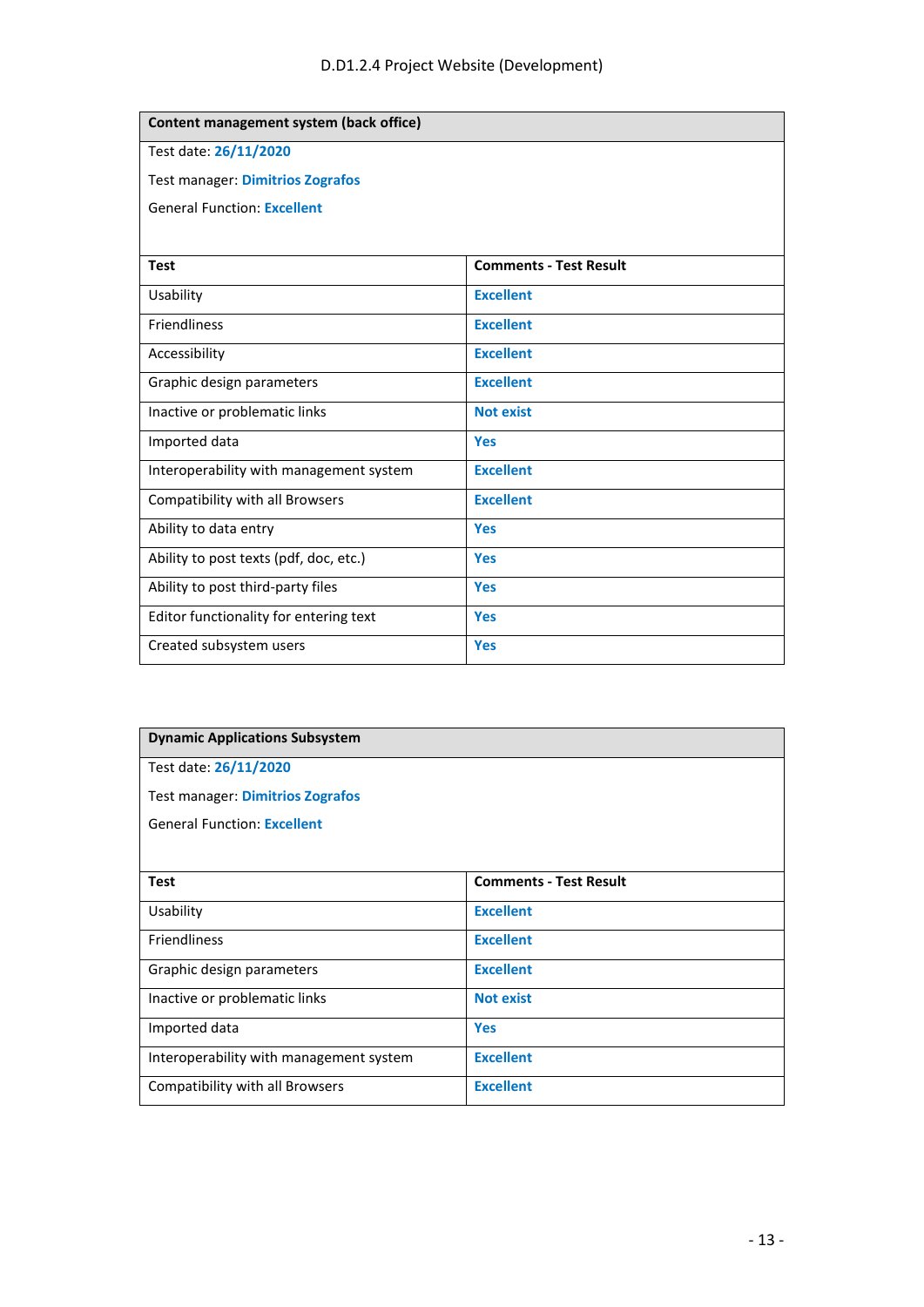| Content management system (back office) | |
| --- | --- |
| Test date: **26/11/2020**<br>Test manager: **Dimitrios Zografos**<br>General Function: **Excellent** | |
| **Test** | **Comments - Test Result** |
| Usability | **Excellent** |
| Friendliness | **Excellent** |
| Accessibility | **Excellent** |
| Graphic design parameters | **Excellent** |
| Inactive or problematic links | **Not exist** |
| Imported data | **Yes** |
| Interoperability with management system | **Excellent** |
| Compatibility with all Browsers | **Excellent** |
| Ability to data entry | **Yes** |
| Ability to post texts (pdf, doc, etc.) | **Yes** |
| Ability to post third-party files | **Yes** |
| Editor functionality for entering text | **Yes** |
| Created subsystem users | **Yes** |

| Dynamic Applications Subsystem | |
| --- | --- |
| Test date: **26/11/2020**<br>Test manager: **Dimitrios Zografos**<br>General Function: **Excellent** | |
| **Test** | **Comments - Test Result** |
| Usability | **Excellent** |
| Friendliness | **Excellent** |
| Graphic design parameters | **Excellent** |
| Inactive or problematic links | **Not exist** |
| Imported data | **Yes** |
| Interoperability with management system | **Excellent** |
| Compatibility with all Browsers | **Excellent** |